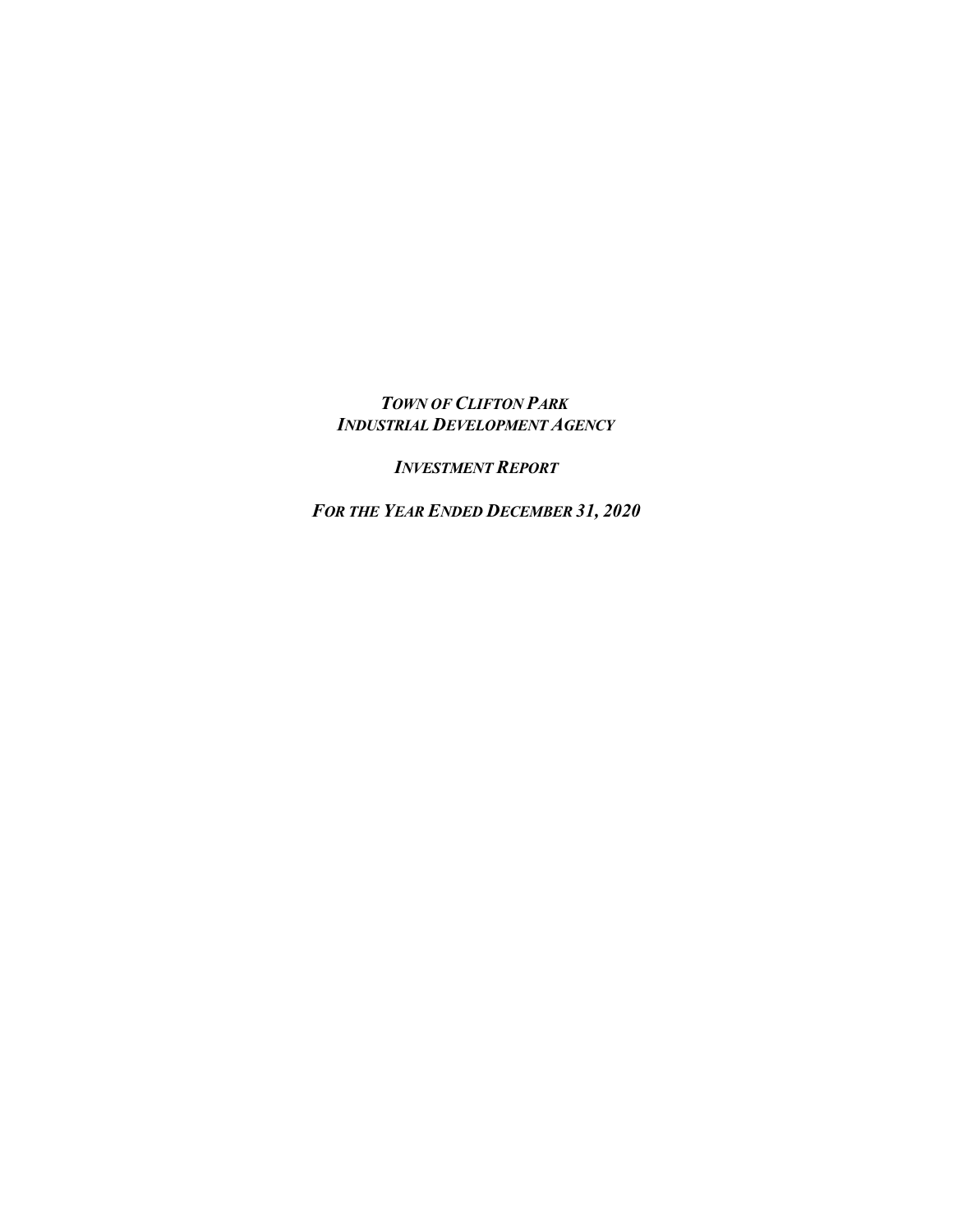***TOWN OF CLIFTON PARK***
***INDUSTRIAL DEVELOPMENT AGENCY***

***INVESTMENT REPORT***

***FOR THE YEAR ENDED DECEMBER 31, 2020***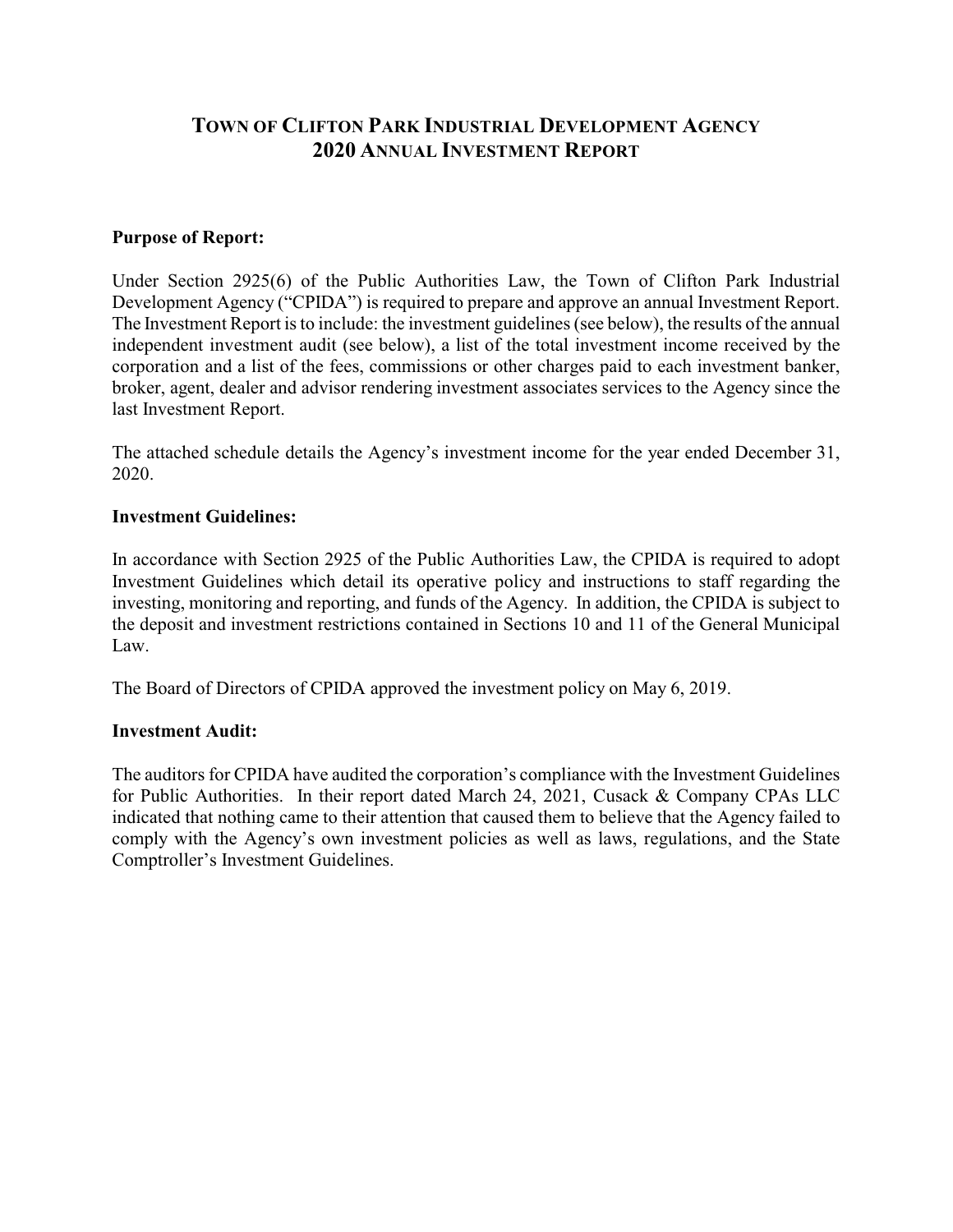# TOWN OF CLIFTON PARK INDUSTRIAL DEVELOPMENT AGENCY
# 2020 ANNUAL INVESTMENT REPORT

**Purpose of Report:**

Under Section 2925(6) of the Public Authorities Law, the Town of Clifton Park Industrial Development Agency ("CPIDA") is required to prepare and approve an annual Investment Report. The Investment Report is to include: the investment guidelines (see below), the results of the annual independent investment audit (see below), a list of the total investment income received by the corporation and a list of the fees, commissions or other charges paid to each investment banker, broker, agent, dealer and advisor rendering investment associates services to the Agency since the last Investment Report.

The attached schedule details the Agency's investment income for the year ended December 31, 2020.

**Investment Guidelines:**

In accordance with Section 2925 of the Public Authorities Law, the CPIDA is required to adopt Investment Guidelines which detail its operative policy and instructions to staff regarding the investing, monitoring and reporting, and funds of the Agency. In addition, the CPIDA is subject to the deposit and investment restrictions contained in Sections 10 and 11 of the General Municipal Law.

The Board of Directors of CPIDA approved the investment policy on May 6, 2019.

**Investment Audit:**

The auditors for CPIDA have audited the corporation's compliance with the Investment Guidelines for Public Authorities. In their report dated March 24, 2021, Cusack & Company CPAs LLC indicated that nothing came to their attention that caused them to believe that the Agency failed to comply with the Agency's own investment policies as well as laws, regulations, and the State Comptroller's Investment Guidelines.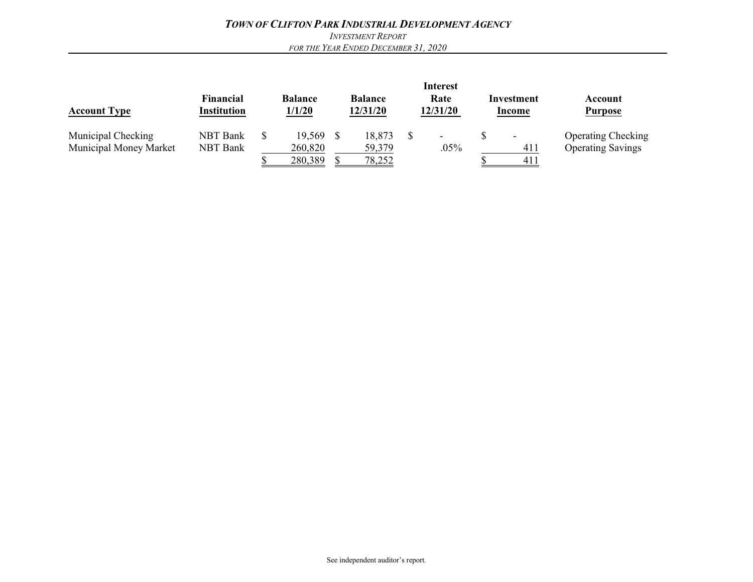# *TOWN OF CLIFTON PARK INDUSTRIAL DEVELOPMENT AGENCY*

*INVESTMENT REPORT*

*FOR THE YEAR ENDED DECEMBER 31, 2020*

| Account Type | Financial Institution | Balance 1/1/20 | Balance 12/31/20 | Interest Rate 12/31/20 | Investment Income | Account Purpose |
|---|---|---|---|---|---|---|
| Municipal Checking | NBT Bank | $ 19,569 | $ 18,873 | $ - | $ - | Operating Checking |
| Municipal Money Market | NBT Bank | 260,820 | 59,379 | .05% | 411 | Operating Savings |
| | | $ 280,389 | $ 78,252 | | $ 411 | |

See independent auditor's report.